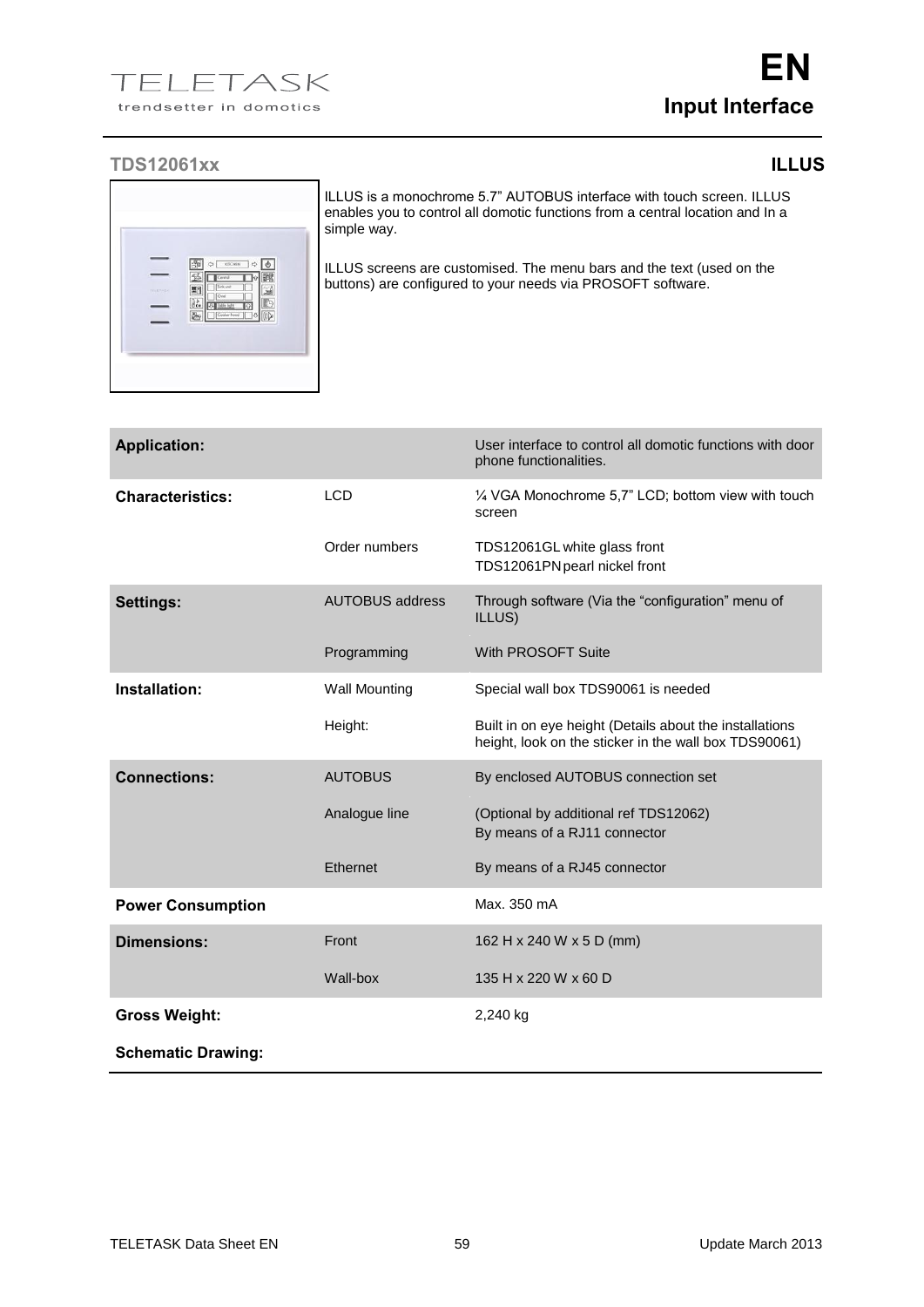# EN

## Input Interface

### TDS12061xx — ILLUS

ILLUS is a monochrome 5.7" AUTOBUS interface with touch screen. ILLUS enables you to control all domotic functions from a central location and In a simple way.

ILLUS screens are customised. The menu bars and the text (used on the buttons) are configured to your needs via PROSOFT software.

| | | |
|---|---|---|
| **Application:** | | User interface to control all domotic functions with door phone functionalities. |
| **Characteristics:** | LCD | ¼ VGA Monochrome 5,7" LCD; bottom view with touch screen |
| | Order numbers | TDS12061GL white glass front<br>TDS12061PN pearl nickel front |
| **Settings:** | AUTOBUS address | Through software (Via the "configuration" menu of ILLUS) |
| | Programming | With PROSOFT Suite |
| **Installation:** | Wall Mounting | Special wall box TDS90061 is needed |
| | Height: | Built in on eye height (Details about the installations height, look on the sticker in the wall box TDS90061) |
| **Connections:** | AUTOBUS | By enclosed AUTOBUS connection set |
| | Analogue line | (Optional by additional ref TDS12062)<br>By means of a RJ11 connector |
| | Ethernet | By means of a RJ45 connector |
| **Power Consumption** | | Max. 350 mA |
| **Dimensions:** | Front | 162 H x 240 W x 5 D (mm) |
| | Wall-box | 135 H x 220 W x 60 D |
| **Gross Weight:** | | 2,240 kg |
| **Schematic Drawing:** | | |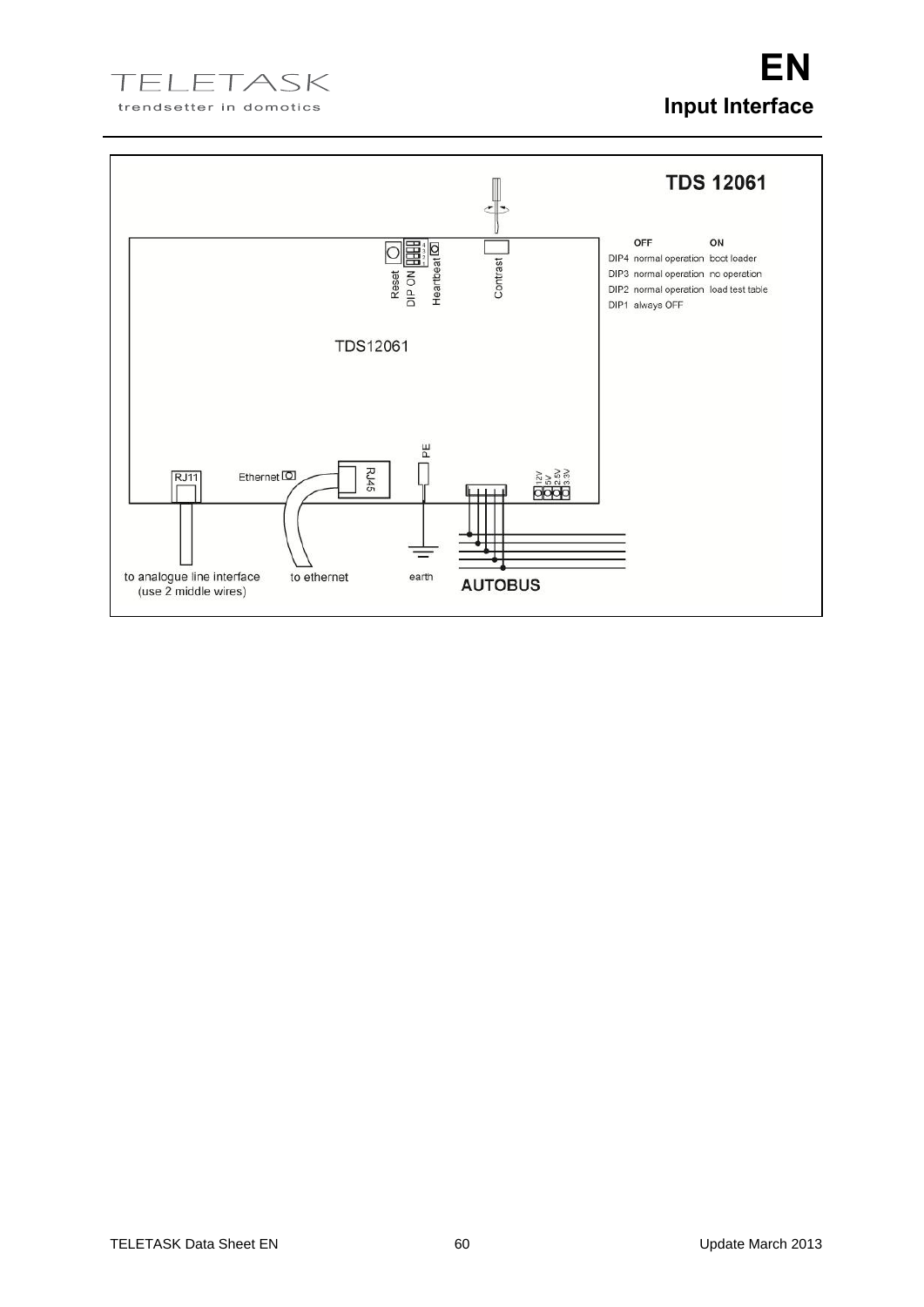# EN

## Input Interface

### TDS 12061

TDS12061

Reset

DIP ON

Heartbeat

Contrast

PE

12V 5V 2.5V 3.3V

RJ11

Ethernet

RJ45

to analogue line interface
(use 2 middle wires)

to ethernet

earth

AUTOBUS

| | OFF | ON |
|---|---|---|
| DIP4 | normal operation | boot loader |
| DIP3 | normal operation | no operation |
| DIP2 | normal operation | load test table |
| DIP1 | always OFF | |